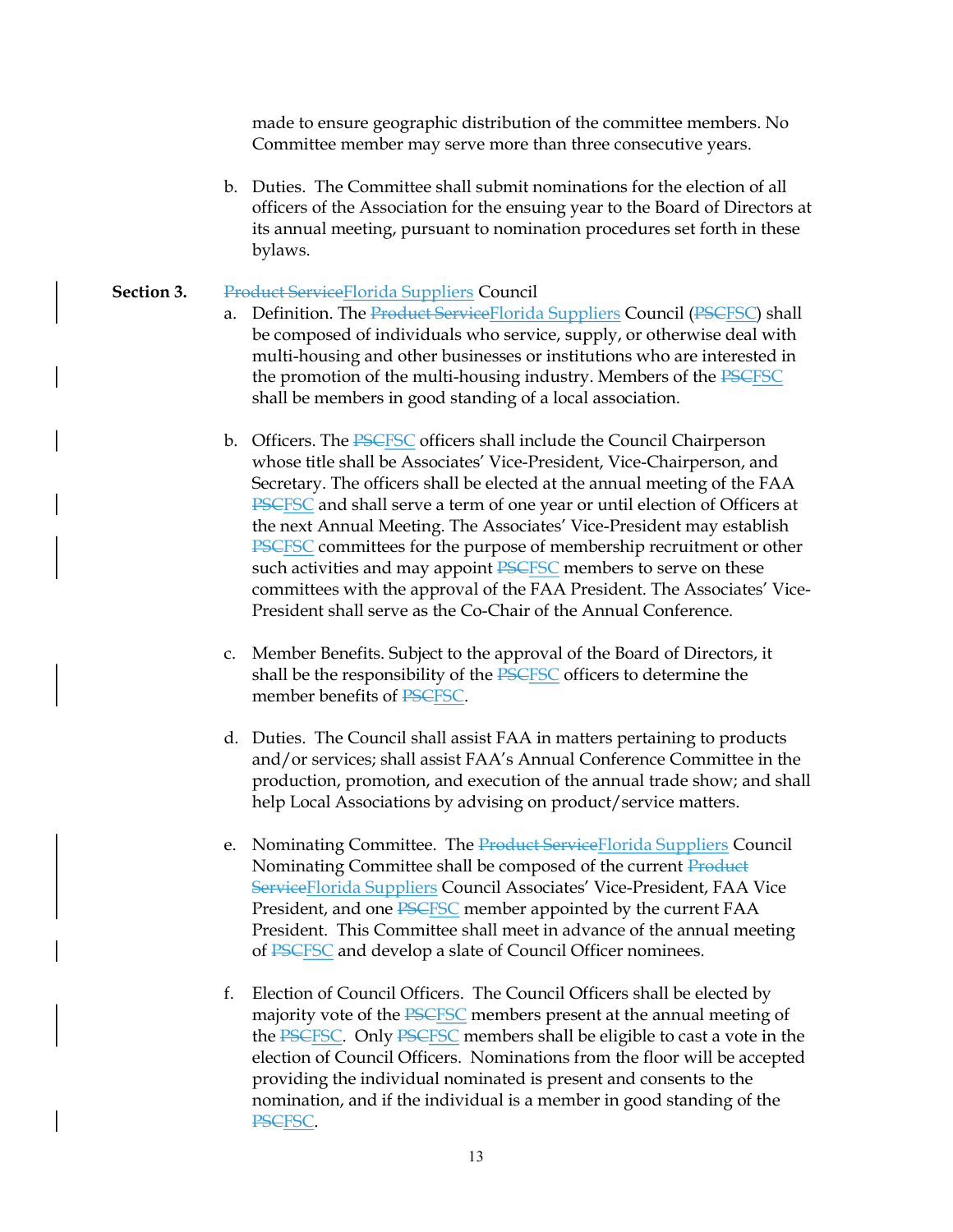made to ensure geographic distribution of the committee members. No Committee member may serve more than three consecutive years.

b. Duties. The Committee shall submit nominations for the election of all officers of the Association for the ensuing year to the Board of Directors at its annual meeting, pursuant to nomination procedures set forth in these bylaws.

**Section 3.** ~~Product Service~~Florida Suppliers Council

a. Definition. The ~~Product Service~~Florida Suppliers Council (~~PSC~~FSC) shall be composed of individuals who service, supply, or otherwise deal with multi-housing and other businesses or institutions who are interested in the promotion of the multi-housing industry. Members of the ~~PSC~~FSC shall be members in good standing of a local association.

b. Officers. The ~~PSC~~FSC officers shall include the Council Chairperson whose title shall be Associates' Vice-President, Vice-Chairperson, and Secretary. The officers shall be elected at the annual meeting of the FAA ~~PSC~~FSC and shall serve a term of one year or until election of Officers at the next Annual Meeting. The Associates' Vice-President may establish ~~PSC~~FSC committees for the purpose of membership recruitment or other such activities and may appoint ~~PSC~~FSC members to serve on these committees with the approval of the FAA President. The Associates' Vice-President shall serve as the Co-Chair of the Annual Conference.

c. Member Benefits. Subject to the approval of the Board of Directors, it shall be the responsibility of the ~~PSC~~FSC officers to determine the member benefits of ~~PSC~~FSC.

d. Duties. The Council shall assist FAA in matters pertaining to products and/or services; shall assist FAA's Annual Conference Committee in the production, promotion, and execution of the annual trade show; and shall help Local Associations by advising on product/service matters.

e. Nominating Committee. The ~~Product Service~~Florida Suppliers Council Nominating Committee shall be composed of the current ~~Product Service~~Florida Suppliers Council Associates' Vice-President, FAA Vice President, and one ~~PSC~~FSC member appointed by the current FAA President. This Committee shall meet in advance of the annual meeting of ~~PSC~~FSC and develop a slate of Council Officer nominees.

f. Election of Council Officers. The Council Officers shall be elected by majority vote of the ~~PSC~~FSC members present at the annual meeting of the ~~PSC~~FSC. Only ~~PSC~~FSC members shall be eligible to cast a vote in the election of Council Officers. Nominations from the floor will be accepted providing the individual nominated is present and consents to the nomination, and if the individual is a member in good standing of the ~~PSC~~FSC.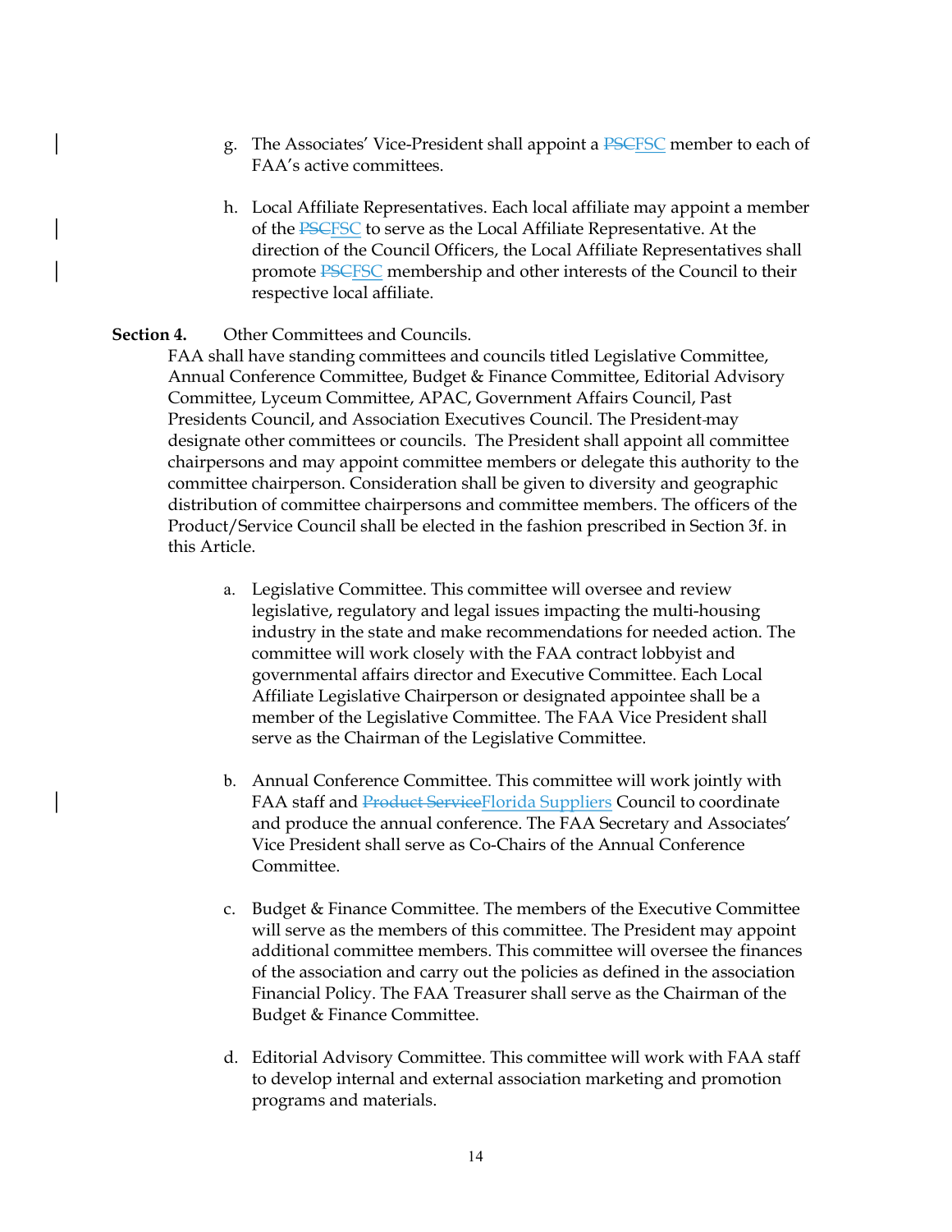g. The Associates' Vice-President shall appoint a ~~PSC~~FSC member to each of FAA's active committees.

h. Local Affiliate Representatives. Each local affiliate may appoint a member of the ~~PSC~~FSC to serve as the Local Affiliate Representative. At the direction of the Council Officers, the Local Affiliate Representatives shall promote ~~PSC~~FSC membership and other interests of the Council to their respective local affiliate.

**Section 4.** Other Committees and Councils.

FAA shall have standing committees and councils titled Legislative Committee, Annual Conference Committee, Budget & Finance Committee, Editorial Advisory Committee, Lyceum Committee, APAC, Government Affairs Council, Past Presidents Council, and Association Executives Council. The President may designate other committees or councils. The President shall appoint all committee chairpersons and may appoint committee members or delegate this authority to the committee chairperson. Consideration shall be given to diversity and geographic distribution of committee chairpersons and committee members. The officers of the Product/Service Council shall be elected in the fashion prescribed in Section 3f. in this Article.

a. Legislative Committee. This committee will oversee and review legislative, regulatory and legal issues impacting the multi-housing industry in the state and make recommendations for needed action. The committee will work closely with the FAA contract lobbyist and governmental affairs director and Executive Committee. Each Local Affiliate Legislative Chairperson or designated appointee shall be a member of the Legislative Committee. The FAA Vice President shall serve as the Chairman of the Legislative Committee.

b. Annual Conference Committee. This committee will work jointly with FAA staff and ~~Product Service~~Florida Suppliers Council to coordinate and produce the annual conference. The FAA Secretary and Associates' Vice President shall serve as Co-Chairs of the Annual Conference Committee.

c. Budget & Finance Committee. The members of the Executive Committee will serve as the members of this committee. The President may appoint additional committee members. This committee will oversee the finances of the association and carry out the policies as defined in the association Financial Policy. The FAA Treasurer shall serve as the Chairman of the Budget & Finance Committee.

d. Editorial Advisory Committee. This committee will work with FAA staff to develop internal and external association marketing and promotion programs and materials.